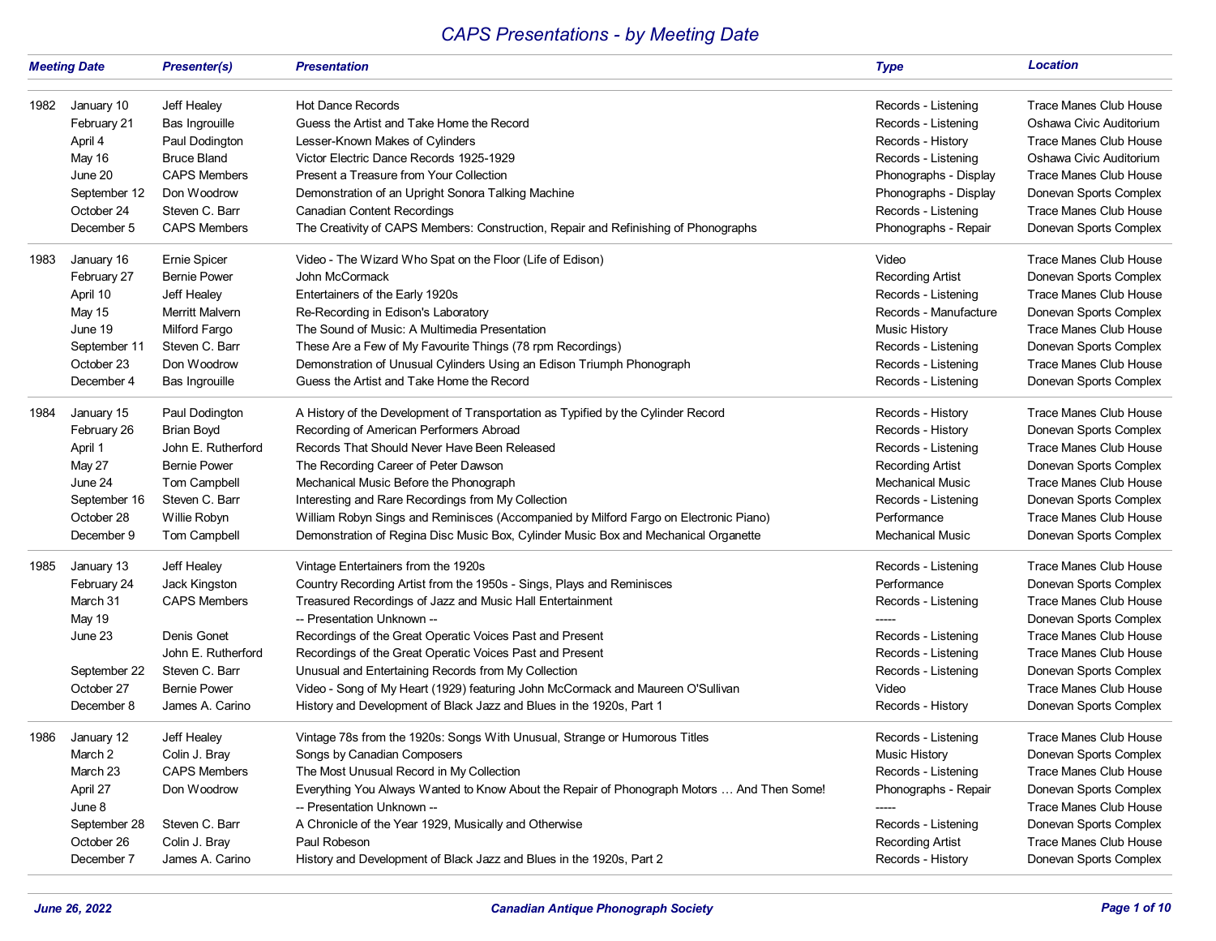# CAPS Presentations - by Meeting Date

| Meeting Date | | Presenter(s) | Presentation | Type | Location |
|---|---|---|---|---|---|
| 1982 | January 10 | Jeff Healey | Hot Dance Records | Records - Listening | Trace Manes Club House |
| | February 21 | Bas Ingrouille | Guess the Artist and Take Home the Record | Records - Listening | Oshawa Civic Auditorium |
| | April 4 | Paul Dodington | Lesser-Known Makes of Cylinders | Records - History | Trace Manes Club House |
| | May 16 | Bruce Bland | Victor Electric Dance Records 1925-1929 | Records - Listening | Oshawa Civic Auditorium |
| | June 20 | CAPS Members | Present a Treasure from Your Collection | Phonographs - Display | Trace Manes Club House |
| | September 12 | Don Woodrow | Demonstration of an Upright Sonora Talking Machine | Phonographs - Display | Donevan Sports Complex |
| | October 24 | Steven C. Barr | Canadian Content Recordings | Records - Listening | Trace Manes Club House |
| | December 5 | CAPS Members | The Creativity of CAPS Members: Construction, Repair and Refinishing of Phonographs | Phonographs - Repair | Donevan Sports Complex |
| 1983 | January 16 | Ernie Spicer | Video - The Wizard Who Spat on the Floor (Life of Edison) | Video | Trace Manes Club House |
| | February 27 | Bernie Power | John McCormack | Recording Artist | Donevan Sports Complex |
| | April 10 | Jeff Healey | Entertainers of the Early 1920s | Records - Listening | Trace Manes Club House |
| | May 15 | Merritt Malvern | Re-Recording in Edison's Laboratory | Records - Manufacture | Donevan Sports Complex |
| | June 19 | Milford Fargo | The Sound of Music: A Multimedia Presentation | Music History | Trace Manes Club House |
| | September 11 | Steven C. Barr | These Are a Few of My Favourite Things (78 rpm Recordings) | Records - Listening | Donevan Sports Complex |
| | October 23 | Don Woodrow | Demonstration of Unusual Cylinders Using an Edison Triumph Phonograph | Records - Listening | Trace Manes Club House |
| | December 4 | Bas Ingrouille | Guess the Artist and Take Home the Record | Records - Listening | Donevan Sports Complex |
| 1984 | January 15 | Paul Dodington | A History of the Development of Transportation as Typified by the Cylinder Record | Records - History | Trace Manes Club House |
| | February 26 | Brian Boyd | Recording of American Performers Abroad | Records - History | Donevan Sports Complex |
| | April 1 | John E. Rutherford | Records That Should Never Have Been Released | Records - Listening | Trace Manes Club House |
| | May 27 | Bernie Power | The Recording Career of Peter Dawson | Recording Artist | Donevan Sports Complex |
| | June 24 | Tom Campbell | Mechanical Music Before the Phonograph | Mechanical Music | Trace Manes Club House |
| | September 16 | Steven C. Barr | Interesting and Rare Recordings from My Collection | Records - Listening | Donevan Sports Complex |
| | October 28 | Willie Robyn | William Robyn Sings and Reminisces (Accompanied by Milford Fargo on Electronic Piano) | Performance | Trace Manes Club House |
| | December 9 | Tom Campbell | Demonstration of Regina Disc Music Box, Cylinder Music Box and Mechanical Organette | Mechanical Music | Donevan Sports Complex |
| 1985 | January 13 | Jeff Healey | Vintage Entertainers from the 1920s | Records - Listening | Trace Manes Club House |
| | February 24 | Jack Kingston | Country Recording Artist from the 1950s - Sings, Plays and Reminisces | Performance | Donevan Sports Complex |
| | March 31 | CAPS Members | Treasured Recordings of Jazz and Music Hall Entertainment | Records - Listening | Trace Manes Club House |
| | May 19 | | -- Presentation Unknown -- | ----- | Donevan Sports Complex |
| | June 23 | Denis Gonet | Recordings of the Great Operatic Voices Past and Present | Records - Listening | Trace Manes Club House |
| | | John E. Rutherford | Recordings of the Great Operatic Voices Past and Present | Records - Listening | Trace Manes Club House |
| | September 22 | Steven C. Barr | Unusual and Entertaining Records from My Collection | Records - Listening | Donevan Sports Complex |
| | October 27 | Bernie Power | Video - Song of My Heart (1929) featuring John McCormack and Maureen O'Sullivan | Video | Trace Manes Club House |
| | December 8 | James A. Carino | History and Development of Black Jazz and Blues in the 1920s, Part 1 | Records - History | Donevan Sports Complex |
| 1986 | January 12 | Jeff Healey | Vintage 78s from the 1920s: Songs With Unusual, Strange or Humorous Titles | Records - Listening | Trace Manes Club House |
| | March 2 | Colin J. Bray | Songs by Canadian Composers | Music History | Donevan Sports Complex |
| | March 23 | CAPS Members | The Most Unusual Record in My Collection | Records - Listening | Trace Manes Club House |
| | April 27 | Don Woodrow | Everything You Always Wanted to Know About the Repair of Phonograph Motors … And Then Some! | Phonographs - Repair | Donevan Sports Complex |
| | June 8 | | -- Presentation Unknown -- | ----- | Trace Manes Club House |
| | September 28 | Steven C. Barr | A Chronicle of the Year 1929, Musically and Otherwise | Records - Listening | Donevan Sports Complex |
| | October 26 | Colin J. Bray | Paul Robeson | Recording Artist | Trace Manes Club House |
| | December 7 | James A. Carino | History and Development of Black Jazz and Blues in the 1920s, Part 2 | Records - History | Donevan Sports Complex |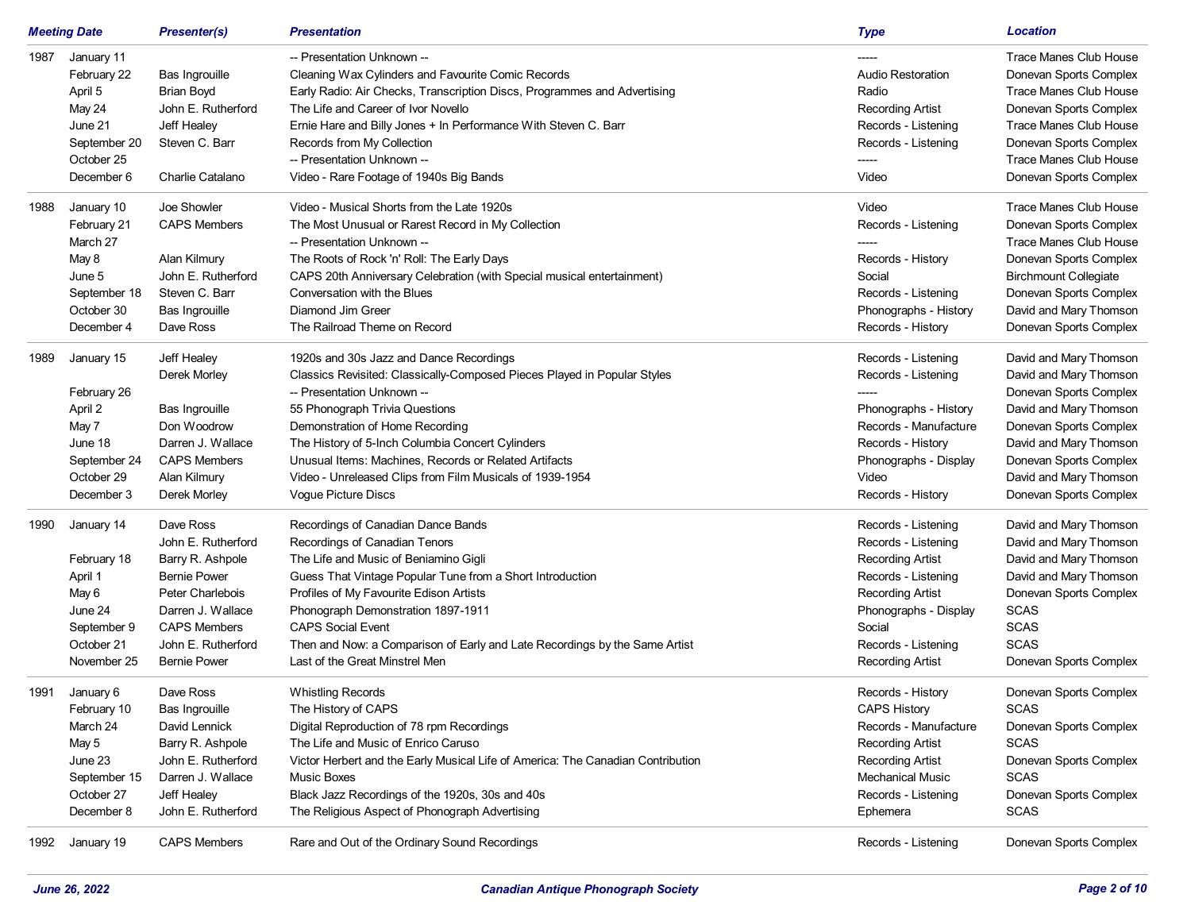| Meeting Date | | Presenter(s) | Presentation | Type | Location |
|---|---|---|---|---|---|
| 1987 | January 11 | | -- Presentation Unknown -- | ----- | Trace Manes Club House |
| | February 22 | Bas Ingrouille | Cleaning Wax Cylinders and Favourite Comic Records | Audio Restoration | Donevan Sports Complex |
| | April 5 | Brian Boyd | Early Radio: Air Checks, Transcription Discs, Programmes and Advertising | Radio | Trace Manes Club House |
| | May 24 | John E. Rutherford | The Life and Career of Ivor Novello | Recording Artist | Donevan Sports Complex |
| | June 21 | Jeff Healey | Ernie Hare and Billy Jones + In Performance With Steven C. Barr | Records - Listening | Trace Manes Club House |
| | September 20 | Steven C. Barr | Records from My Collection | Records - Listening | Donevan Sports Complex |
| | October 25 | | -- Presentation Unknown -- | ----- | Trace Manes Club House |
| | December 6 | Charlie Catalano | Video - Rare Footage of 1940s Big Bands | Video | Donevan Sports Complex |
| 1988 | January 10 | Joe Showler | Video - Musical Shorts from the Late 1920s | Video | Trace Manes Club House |
| | February 21 | CAPS Members | The Most Unusual or Rarest Record in My Collection | Records - Listening | Donevan Sports Complex |
| | March 27 | | -- Presentation Unknown -- | ----- | Trace Manes Club House |
| | May 8 | Alan Kilmury | The Roots of Rock 'n' Roll: The Early Days | Records - History | Donevan Sports Complex |
| | June 5 | John E. Rutherford | CAPS 20th Anniversary Celebration (with Special musical entertainment) | Social | Birchmount Collegiate |
| | September 18 | Steven C. Barr | Conversation with the Blues | Records - Listening | Donevan Sports Complex |
| | October 30 | Bas Ingrouille | Diamond Jim Greer | Phonographs - History | David and Mary Thomson |
| | December 4 | Dave Ross | The Railroad Theme on Record | Records - History | Donevan Sports Complex |
| 1989 | January 15 | Jeff Healey | 1920s and 30s Jazz and Dance Recordings | Records - Listening | David and Mary Thomson |
| | | Derek Morley | Classics Revisited: Classically-Composed Pieces Played in Popular Styles | Records - Listening | David and Mary Thomson |
| | February 26 | | -- Presentation Unknown -- | ----- | Donevan Sports Complex |
| | April 2 | Bas Ingrouille | 55 Phonograph Trivia Questions | Phonographs - History | David and Mary Thomson |
| | May 7 | Don Woodrow | Demonstration of Home Recording | Records - Manufacture | Donevan Sports Complex |
| | June 18 | Darren J. Wallace | The History of 5-Inch Columbia Concert Cylinders | Records - History | David and Mary Thomson |
| | September 24 | CAPS Members | Unusual Items: Machines, Records or Related Artifacts | Phonographs - Display | Donevan Sports Complex |
| | October 29 | Alan Kilmury | Video - Unreleased Clips from Film Musicals of 1939-1954 | Video | David and Mary Thomson |
| | December 3 | Derek Morley | Vogue Picture Discs | Records - History | Donevan Sports Complex |
| 1990 | January 14 | Dave Ross | Recordings of Canadian Dance Bands | Records - Listening | David and Mary Thomson |
| | | John E. Rutherford | Recordings of Canadian Tenors | Records - Listening | David and Mary Thomson |
| | February 18 | Barry R. Ashpole | The Life and Music of Beniamino Gigli | Recording Artist | David and Mary Thomson |
| | April 1 | Bernie Power | Guess That Vintage Popular Tune from a Short Introduction | Records - Listening | David and Mary Thomson |
| | May 6 | Peter Charlebois | Profiles of My Favourite Edison Artists | Recording Artist | Donevan Sports Complex |
| | June 24 | Darren J. Wallace | Phonograph Demonstration 1897-1911 | Phonographs - Display | SCAS |
| | September 9 | CAPS Members | CAPS Social Event | Social | SCAS |
| | October 21 | John E. Rutherford | Then and Now: a Comparison of Early and Late Recordings by the Same Artist | Records - Listening | SCAS |
| | November 25 | Bernie Power | Last of the Great Minstrel Men | Recording Artist | Donevan Sports Complex |
| 1991 | January 6 | Dave Ross | Whistling Records | Records - History | Donevan Sports Complex |
| | February 10 | Bas Ingrouille | The History of CAPS | CAPS History | SCAS |
| | March 24 | David Lennick | Digital Reproduction of 78 rpm Recordings | Records - Manufacture | Donevan Sports Complex |
| | May 5 | Barry R. Ashpole | The Life and Music of Enrico Caruso | Recording Artist | SCAS |
| | June 23 | John E. Rutherford | Victor Herbert and the Early Musical Life of America: The Canadian Contribution | Recording Artist | Donevan Sports Complex |
| | September 15 | Darren J. Wallace | Music Boxes | Mechanical Music | SCAS |
| | October 27 | Jeff Healey | Black Jazz Recordings of the 1920s, 30s and 40s | Records - Listening | Donevan Sports Complex |
| | December 8 | John E. Rutherford | The Religious Aspect of Phonograph Advertising | Ephemera | SCAS |
| 1992 | January 19 | CAPS Members | Rare and Out of the Ordinary Sound Recordings | Records - Listening | Donevan Sports Complex |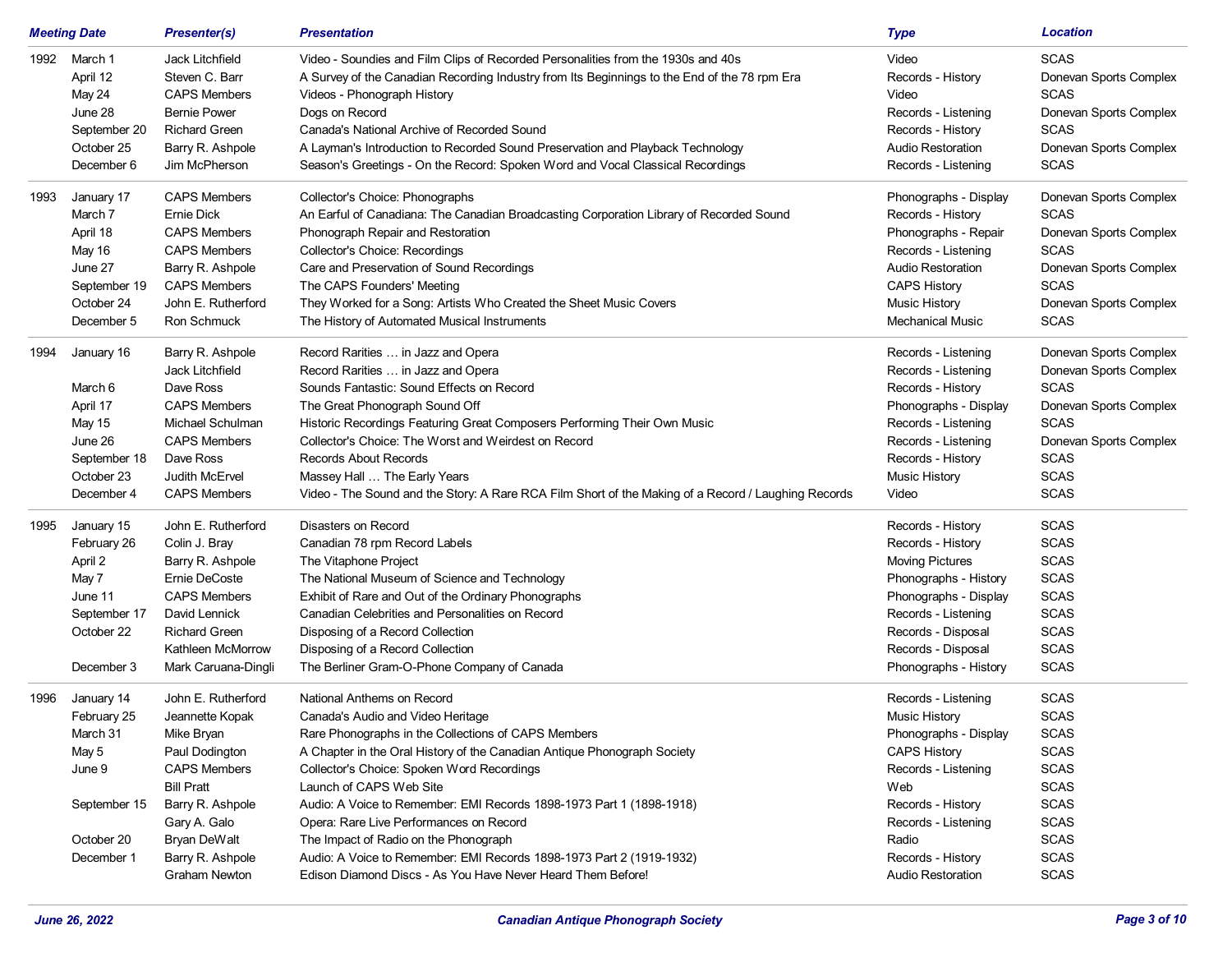| Meeting Date | | Presenter(s) | Presentation | Type | Location |
|---|---|---|---|---|---|
| 1992 | March 1 | Jack Litchfield | Video - Soundies and Film Clips of Recorded Personalities from the 1930s and 40s | Video | SCAS |
| | April 12 | Steven C. Barr | A Survey of the Canadian Recording Industry from Its Beginnings to the End of the 78 rpm Era | Records - History | Donevan Sports Complex |
| | May 24 | CAPS Members | Videos - Phonograph History | Video | SCAS |
| | June 28 | Bernie Power | Dogs on Record | Records - Listening | Donevan Sports Complex |
| | September 20 | Richard Green | Canada's National Archive of Recorded Sound | Records - History | SCAS |
| | October 25 | Barry R. Ashpole | A Layman's Introduction to Recorded Sound Preservation and Playback Technology | Audio Restoration | Donevan Sports Complex |
| | December 6 | Jim McPherson | Season's Greetings - On the Record: Spoken Word and Vocal Classical Recordings | Records - Listening | SCAS |
| 1993 | January 17 | CAPS Members | Collector's Choice: Phonographs | Phonographs - Display | Donevan Sports Complex |
| | March 7 | Ernie Dick | An Earful of Canadiana: The Canadian Broadcasting Corporation Library of Recorded Sound | Records - History | SCAS |
| | April 18 | CAPS Members | Phonograph Repair and Restoration | Phonographs - Repair | Donevan Sports Complex |
| | May 16 | CAPS Members | Collector's Choice: Recordings | Records - Listening | SCAS |
| | June 27 | Barry R. Ashpole | Care and Preservation of Sound Recordings | Audio Restoration | Donevan Sports Complex |
| | September 19 | CAPS Members | The CAPS Founders' Meeting | CAPS History | SCAS |
| | October 24 | John E. Rutherford | They Worked for a Song: Artists Who Created the Sheet Music Covers | Music History | Donevan Sports Complex |
| | December 5 | Ron Schmuck | The History of Automated Musical Instruments | Mechanical Music | SCAS |
| 1994 | January 16 | Barry R. Ashpole | Record Rarities … in Jazz and Opera | Records - Listening | Donevan Sports Complex |
| | | Jack Litchfield | Record Rarities … in Jazz and Opera | Records - Listening | Donevan Sports Complex |
| | March 6 | Dave Ross | Sounds Fantastic: Sound Effects on Record | Records - History | SCAS |
| | April 17 | CAPS Members | The Great Phonograph Sound Off | Phonographs - Display | Donevan Sports Complex |
| | May 15 | Michael Schulman | Historic Recordings Featuring Great Composers Performing Their Own Music | Records - Listening | SCAS |
| | June 26 | CAPS Members | Collector's Choice: The Worst and Weirdest on Record | Records - Listening | Donevan Sports Complex |
| | September 18 | Dave Ross | Records About Records | Records - History | SCAS |
| | October 23 | Judith McErvel | Massey Hall … The Early Years | Music History | SCAS |
| | December 4 | CAPS Members | Video - The Sound and the Story: A Rare RCA Film Short of the Making of a Record / Laughing Records | Video | SCAS |
| 1995 | January 15 | John E. Rutherford | Disasters on Record | Records - History | SCAS |
| | February 26 | Colin J. Bray | Canadian 78 rpm Record Labels | Records - History | SCAS |
| | April 2 | Barry R. Ashpole | The Vitaphone Project | Moving Pictures | SCAS |
| | May 7 | Ernie DeCoste | The National Museum of Science and Technology | Phonographs - History | SCAS |
| | June 11 | CAPS Members | Exhibit of Rare and Out of the Ordinary Phonographs | Phonographs - Display | SCAS |
| | September 17 | David Lennick | Canadian Celebrities and Personalities on Record | Records - Listening | SCAS |
| | October 22 | Richard Green | Disposing of a Record Collection | Records - Disposal | SCAS |
| | | Kathleen McMorrow | Disposing of a Record Collection | Records - Disposal | SCAS |
| | December 3 | Mark Caruana-Dingli | The Berliner Gram-O-Phone Company of Canada | Phonographs - History | SCAS |
| 1996 | January 14 | John E. Rutherford | National Anthems on Record | Records - Listening | SCAS |
| | February 25 | Jeannette Kopak | Canada's Audio and Video Heritage | Music History | SCAS |
| | March 31 | Mike Bryan | Rare Phonographs in the Collections of CAPS Members | Phonographs - Display | SCAS |
| | May 5 | Paul Dodington | A Chapter in the Oral History of the Canadian Antique Phonograph Society | CAPS History | SCAS |
| | June 9 | CAPS Members | Collector's Choice: Spoken Word Recordings | Records - Listening | SCAS |
| | | Bill Pratt | Launch of CAPS Web Site | Web | SCAS |
| | September 15 | Barry R. Ashpole | Audio: A Voice to Remember: EMI Records 1898-1973 Part 1 (1898-1918) | Records - History | SCAS |
| | | Gary A. Galo | Opera: Rare Live Performances on Record | Records - Listening | SCAS |
| | October 20 | Bryan DeWalt | The Impact of Radio on the Phonograph | Radio | SCAS |
| | December 1 | Barry R. Ashpole | Audio: A Voice to Remember: EMI Records 1898-1973 Part 2 (1919-1932) | Records - History | SCAS |
| | | Graham Newton | Edison Diamond Discs - As You Have Never Heard Them Before! | Audio Restoration | SCAS |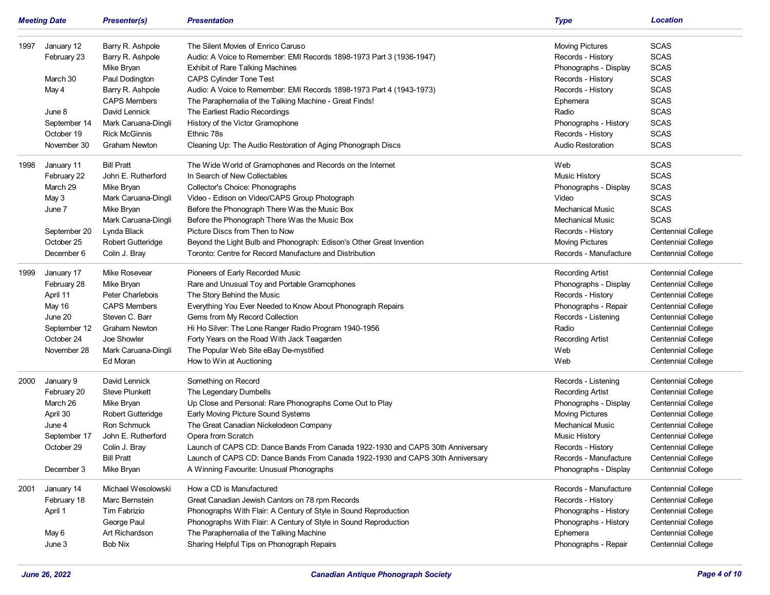| Meeting Date | | Presenter(s) | Presentation | Type | Location |
|---|---|---|---|---|---|
| 1997 | January 12 | Barry R. Ashpole | The Silent Movies of Enrico Caruso | Moving Pictures | SCAS |
| | February 23 | Barry R. Ashpole | Audio: A Voice to Remember: EMI Records 1898-1973 Part 3 (1936-1947) | Records - History | SCAS |
| | | Mike Bryan | Exhibit of Rare Talking Machines | Phonographs - Display | SCAS |
| | March 30 | Paul Dodington | CAPS Cylinder Tone Test | Records - History | SCAS |
| | May 4 | Barry R. Ashpole | Audio: A Voice to Remember: EMI Records 1898-1973 Part 4 (1943-1973) | Records - History | SCAS |
| | | CAPS Members | The Paraphernalia of the Talking Machine - Great Finds! | Ephemera | SCAS |
| | June 8 | David Lennick | The Earliest Radio Recordings | Radio | SCAS |
| | September 14 | Mark Caruana-Dingli | History of the Victor Gramophone | Phonographs - History | SCAS |
| | October 19 | Rick McGinnis | Ethnic 78s | Records - History | SCAS |
| | November 30 | Graham Newton | Cleaning Up: The Audio Restoration of Aging Phonograph Discs | Audio Restoration | SCAS |
| 1998 | January 11 | Bill Pratt | The Wide World of Gramophones and Records on the Internet | Web | SCAS |
| | February 22 | John E. Rutherford | In Search of New Collectables | Music History | SCAS |
| | March 29 | Mike Bryan | Collector's Choice: Phonographs | Phonographs - Display | SCAS |
| | May 3 | Mark Caruana-Dingli | Video - Edison on Video/CAPS Group Photograph | Video | SCAS |
| | June 7 | Mike Bryan | Before the Phonograph There Was the Music Box | Mechanical Music | SCAS |
| | | Mark Caruana-Dingli | Before the Phonograph There Was the Music Box | Mechanical Music | SCAS |
| | September 20 | Lynda Black | Picture Discs from Then to Now | Records - History | Centennial College |
| | October 25 | Robert Gutteridge | Beyond the Light Bulb and Phonograph: Edison's Other Great Invention | Moving Pictures | Centennial College |
| | December 6 | Colin J. Bray | Toronto: Centre for Record Manufacture and Distribution | Records - Manufacture | Centennial College |
| 1999 | January 17 | Mike Rosevear | Pioneers of Early Recorded Music | Recording Artist | Centennial College |
| | February 28 | Mike Bryan | Rare and Unusual Toy and Portable Gramophones | Phonographs - Display | Centennial College |
| | April 11 | Peter Charlebois | The Story Behind the Music | Records - History | Centennial College |
| | May 16 | CAPS Members | Everything You Ever Needed to Know About Phonograph Repairs | Phonographs - Repair | Centennial College |
| | June 20 | Steven C. Barr | Gems from My Record Collection | Records - Listening | Centennial College |
| | September 12 | Graham Newton | Hi Ho Silver: The Lone Ranger Radio Program 1940-1956 | Radio | Centennial College |
| | October 24 | Joe Showler | Forty Years on the Road With Jack Teagarden | Recording Artist | Centennial College |
| | November 28 | Mark Caruana-Dingli | The Popular Web Site eBay De-mystified | Web | Centennial College |
| | | Ed Moran | How to Win at Auctioning | Web | Centennial College |
| 2000 | January 9 | David Lennick | Something on Record | Records - Listening | Centennial College |
| | February 20 | Steve Plunkett | The Legendary Dumbells | Recording Artist | Centennial College |
| | March 26 | Mike Bryan | Up Close and Personal: Rare Phonographs Come Out to Play | Phonographs - Display | Centennial College |
| | April 30 | Robert Gutteridge | Early Moving Picture Sound Systems | Moving Pictures | Centennial College |
| | June 4 | Ron Schmuck | The Great Canadian Nickelodeon Company | Mechanical Music | Centennial College |
| | September 17 | John E. Rutherford | Opera from Scratch | Music History | Centennial College |
| | October 29 | Colin J. Bray | Launch of CAPS CD: Dance Bands From Canada 1922-1930 and CAPS 30th Anniversary | Records - History | Centennial College |
| | | Bill Pratt | Launch of CAPS CD: Dance Bands From Canada 1922-1930 and CAPS 30th Anniversary | Records - Manufacture | Centennial College |
| | December 3 | Mike Bryan | A Winning Favourite: Unusual Phonographs | Phonographs - Display | Centennial College |
| 2001 | January 14 | Michael Wesolowski | How a CD is Manufactured | Records - Manufacture | Centennial College |
| | February 18 | Marc Bernstein | Great Canadian Jewish Cantors on 78 rpm Records | Records - History | Centennial College |
| | April 1 | Tim Fabrizio | Phonographs With Flair: A Century of Style in Sound Reproduction | Phonographs - History | Centennial College |
| | | George Paul | Phonographs With Flair: A Century of Style in Sound Reproduction | Phonographs - History | Centennial College |
| | May 6 | Art Richardson | The Paraphernalia of the Talking Machine | Ephemera | Centennial College |
| | June 3 | Bob Nix | Sharing Helpful Tips on Phonograph Repairs | Phonographs - Repair | Centennial College |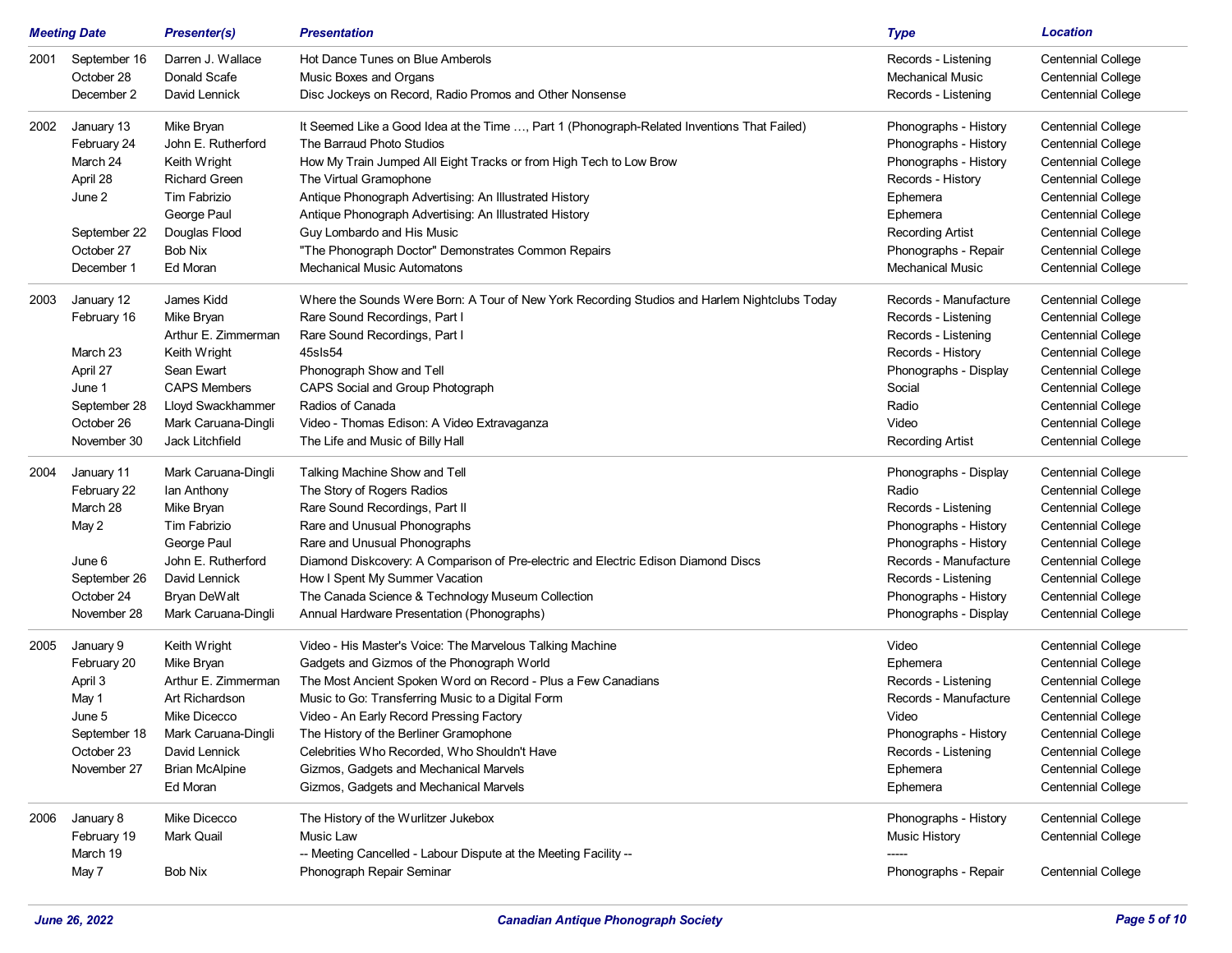| Meeting Date | | Presenter(s) | Presentation | Type | Location |
|---|---|---|---|---|---|
| 2001 | September 16 | Darren J. Wallace | Hot Dance Tunes on Blue Amberols | Records - Listening | Centennial College |
| | October 28 | Donald Scafe | Music Boxes and Organs | Mechanical Music | Centennial College |
| | December 2 | David Lennick | Disc Jockeys on Record, Radio Promos and Other Nonsense | Records - Listening | Centennial College |
| 2002 | January 13 | Mike Bryan | It Seemed Like a Good Idea at the Time …, Part 1 (Phonograph-Related Inventions That Failed) | Phonographs - History | Centennial College |
| | February 24 | John E. Rutherford | The Barraud Photo Studios | Phonographs - History | Centennial College |
| | March 24 | Keith Wright | How My Train Jumped All Eight Tracks or from High Tech to Low Brow | Phonographs - History | Centennial College |
| | April 28 | Richard Green | The Virtual Gramophone | Records - History | Centennial College |
| | June 2 | Tim Fabrizio | Antique Phonograph Advertising: An Illustrated History | Ephemera | Centennial College |
| | | George Paul | Antique Phonograph Advertising: An Illustrated History | Ephemera | Centennial College |
| | September 22 | Douglas Flood | Guy Lombardo and His Music | Recording Artist | Centennial College |
| | October 27 | Bob Nix | "The Phonograph Doctor" Demonstrates Common Repairs | Phonographs - Repair | Centennial College |
| | December 1 | Ed Moran | Mechanical Music Automatons | Mechanical Music | Centennial College |
| 2003 | January 12 | James Kidd | Where the Sounds Were Born: A Tour of New York Recording Studios and Harlem Nightclubs Today | Records - Manufacture | Centennial College |
| | February 16 | Mike Bryan | Rare Sound Recordings, Part I | Records - Listening | Centennial College |
| | | Arthur E. Zimmerman | Rare Sound Recordings, Part I | Records - Listening | Centennial College |
| | March 23 | Keith Wright | 45sIs54 | Records - History | Centennial College |
| | April 27 | Sean Ewart | Phonograph Show and Tell | Phonographs - Display | Centennial College |
| | June 1 | CAPS Members | CAPS Social and Group Photograph | Social | Centennial College |
| | September 28 | Lloyd Swackhammer | Radios of Canada | Radio | Centennial College |
| | October 26 | Mark Caruana-Dingli | Video - Thomas Edison: A Video Extravaganza | Video | Centennial College |
| | November 30 | Jack Litchfield | The Life and Music of Billy Hall | Recording Artist | Centennial College |
| 2004 | January 11 | Mark Caruana-Dingli | Talking Machine Show and Tell | Phonographs - Display | Centennial College |
| | February 22 | Ian Anthony | The Story of Rogers Radios | Radio | Centennial College |
| | March 28 | Mike Bryan | Rare Sound Recordings, Part II | Records - Listening | Centennial College |
| | May 2 | Tim Fabrizio | Rare and Unusual Phonographs | Phonographs - History | Centennial College |
| | | George Paul | Rare and Unusual Phonographs | Phonographs - History | Centennial College |
| | June 6 | John E. Rutherford | Diamond Diskcovery: A Comparison of Pre-electric and Electric Edison Diamond Discs | Records - Manufacture | Centennial College |
| | September 26 | David Lennick | How I Spent My Summer Vacation | Records - Listening | Centennial College |
| | October 24 | Bryan DeWalt | The Canada Science & Technology Museum Collection | Phonographs - History | Centennial College |
| | November 28 | Mark Caruana-Dingli | Annual Hardware Presentation (Phonographs) | Phonographs - Display | Centennial College |
| 2005 | January 9 | Keith Wright | Video - His Master's Voice: The Marvelous Talking Machine | Video | Centennial College |
| | February 20 | Mike Bryan | Gadgets and Gizmos of the Phonograph World | Ephemera | Centennial College |
| | April 3 | Arthur E. Zimmerman | The Most Ancient Spoken Word on Record - Plus a Few Canadians | Records - Listening | Centennial College |
| | May 1 | Art Richardson | Music to Go: Transferring Music to a Digital Form | Records - Manufacture | Centennial College |
| | June 5 | Mike Dicecco | Video - An Early Record Pressing Factory | Video | Centennial College |
| | September 18 | Mark Caruana-Dingli | The History of the Berliner Gramophone | Phonographs - History | Centennial College |
| | October 23 | David Lennick | Celebrities Who Recorded, Who Shouldn't Have | Records - Listening | Centennial College |
| | November 27 | Brian McAlpine | Gizmos, Gadgets and Mechanical Marvels | Ephemera | Centennial College |
| | | Ed Moran | Gizmos, Gadgets and Mechanical Marvels | Ephemera | Centennial College |
| 2006 | January 8 | Mike Dicecco | The History of the Wurlitzer Jukebox | Phonographs - History | Centennial College |
| | February 19 | Mark Quail | Music Law | Music History | Centennial College |
| | March 19 | | -- Meeting Cancelled - Labour Dispute at the Meeting Facility -- | ----- | |
| | May 7 | Bob Nix | Phonograph Repair Seminar | Phonographs - Repair | Centennial College |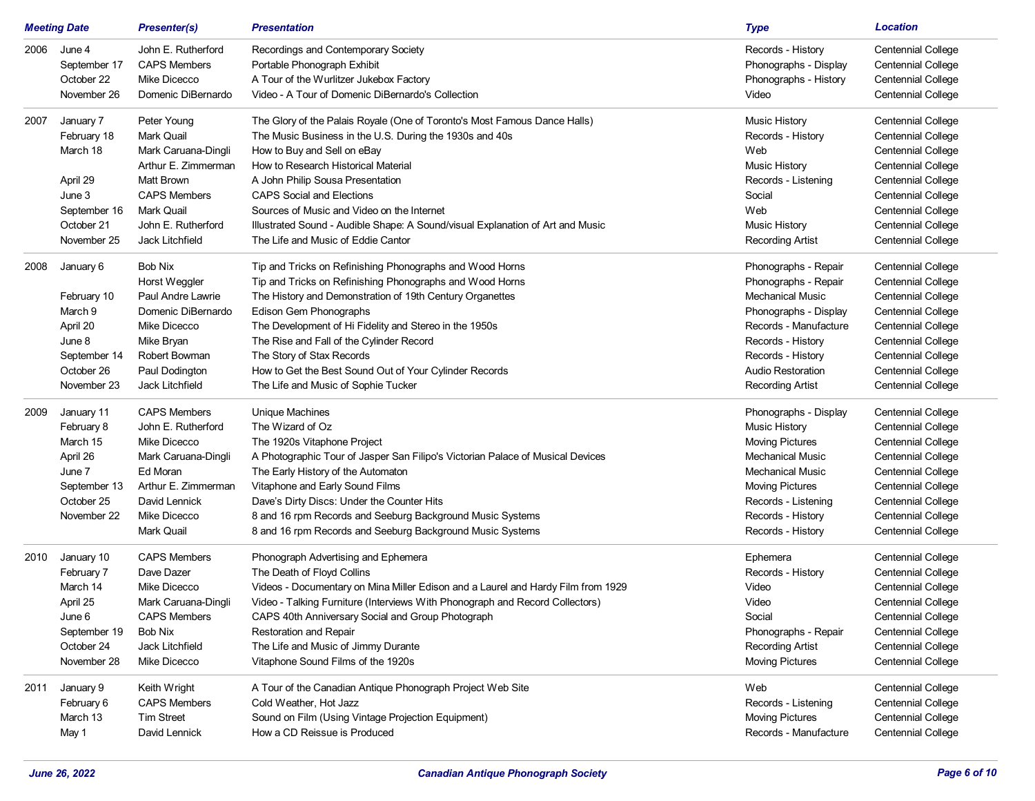| Meeting Date | | Presenter(s) | Presentation | Type | Location |
|---|---|---|---|---|---|
| 2006 | June 4 | John E. Rutherford | Recordings and Contemporary Society | Records - History | Centennial College |
| | September 17 | CAPS Members | Portable Phonograph Exhibit | Phonographs - Display | Centennial College |
| | October 22 | Mike Dicecco | A Tour of the Wurlitzer Jukebox Factory | Phonographs - History | Centennial College |
| | November 26 | Domenic DiBernardo | Video - A Tour of Domenic DiBernardo's Collection | Video | Centennial College |
| 2007 | January 7 | Peter Young | The Glory of the Palais Royale (One of Toronto's Most Famous Dance Halls) | Music History | Centennial College |
| | February 18 | Mark Quail | The Music Business in the U.S. During the 1930s and 40s | Records - History | Centennial College |
| | March 18 | Mark Caruana-Dingli | How to Buy and Sell on eBay | Web | Centennial College |
| | | Arthur E. Zimmerman | How to Research Historical Material | Music History | Centennial College |
| | April 29 | Matt Brown | A John Philip Sousa Presentation | Records - Listening | Centennial College |
| | June 3 | CAPS Members | CAPS Social and Elections | Social | Centennial College |
| | September 16 | Mark Quail | Sources of Music and Video on the Internet | Web | Centennial College |
| | October 21 | John E. Rutherford | Illustrated Sound - Audible Shape: A Sound/visual Explanation of Art and Music | Music History | Centennial College |
| | November 25 | Jack Litchfield | The Life and Music of Eddie Cantor | Recording Artist | Centennial College |
| 2008 | January 6 | Bob Nix | Tip and Tricks on Refinishing Phonographs and Wood Horns | Phonographs - Repair | Centennial College |
| | | Horst Weggler | Tip and Tricks on Refinishing Phonographs and Wood Horns | Phonographs - Repair | Centennial College |
| | February 10 | Paul Andre Lawrie | The History and Demonstration of 19th Century Organettes | Mechanical Music | Centennial College |
| | March 9 | Domenic DiBernardo | Edison Gem Phonographs | Phonographs - Display | Centennial College |
| | April 20 | Mike Dicecco | The Development of Hi Fidelity and Stereo in the 1950s | Records - Manufacture | Centennial College |
| | June 8 | Mike Bryan | The Rise and Fall of the Cylinder Record | Records - History | Centennial College |
| | September 14 | Robert Bowman | The Story of Stax Records | Records - History | Centennial College |
| | October 26 | Paul Dodington | How to Get the Best Sound Out of Your Cylinder Records | Audio Restoration | Centennial College |
| | November 23 | Jack Litchfield | The Life and Music of Sophie Tucker | Recording Artist | Centennial College |
| 2009 | January 11 | CAPS Members | Unique Machines | Phonographs - Display | Centennial College |
| | February 8 | John E. Rutherford | The Wizard of Oz | Music History | Centennial College |
| | March 15 | Mike Dicecco | The 1920s Vitaphone Project | Moving Pictures | Centennial College |
| | April 26 | Mark Caruana-Dingli | A Photographic Tour of Jasper San Filipo's Victorian Palace of Musical Devices | Mechanical Music | Centennial College |
| | June 7 | Ed Moran | The Early History of the Automaton | Mechanical Music | Centennial College |
| | September 13 | Arthur E. Zimmerman | Vitaphone and Early Sound Films | Moving Pictures | Centennial College |
| | October 25 | David Lennick | Dave's Dirty Discs: Under the Counter Hits | Records - Listening | Centennial College |
| | November 22 | Mike Dicecco | 8 and 16 rpm Records and Seeburg Background Music Systems | Records - History | Centennial College |
| | | Mark Quail | 8 and 16 rpm Records and Seeburg Background Music Systems | Records - History | Centennial College |
| 2010 | January 10 | CAPS Members | Phonograph Advertising and Ephemera | Ephemera | Centennial College |
| | February 7 | Dave Dazer | The Death of Floyd Collins | Records - History | Centennial College |
| | March 14 | Mike Dicecco | Videos - Documentary on Mina Miller Edison and a Laurel and Hardy Film from 1929 | Video | Centennial College |
| | April 25 | Mark Caruana-Dingli | Video - Talking Furniture (Interviews With Phonograph and Record Collectors) | Video | Centennial College |
| | June 6 | CAPS Members | CAPS 40th Anniversary Social and Group Photograph | Social | Centennial College |
| | September 19 | Bob Nix | Restoration and Repair | Phonographs - Repair | Centennial College |
| | October 24 | Jack Litchfield | The Life and Music of Jimmy Durante | Recording Artist | Centennial College |
| | November 28 | Mike Dicecco | Vitaphone Sound Films of the 1920s | Moving Pictures | Centennial College |
| 2011 | January 9 | Keith Wright | A Tour of the Canadian Antique Phonograph Project Web Site | Web | Centennial College |
| | February 6 | CAPS Members | Cold Weather, Hot Jazz | Records - Listening | Centennial College |
| | March 13 | Tim Street | Sound on Film (Using Vintage Projection Equipment) | Moving Pictures | Centennial College |
| | May 1 | David Lennick | How a CD Reissue is Produced | Records - Manufacture | Centennial College |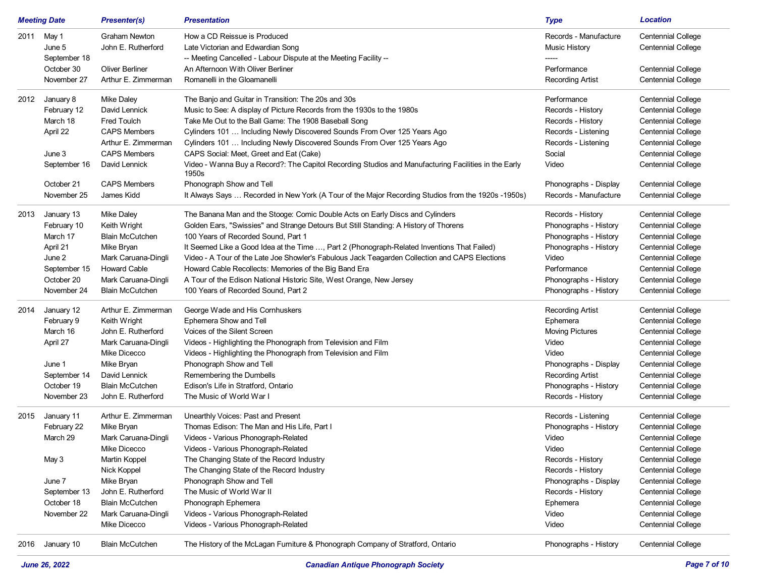| Meeting Date | | Presenter(s) | Presentation | Type | Location |
|---|---|---|---|---|---|
| 2011 | May 1 | Graham Newton | How a CD Reissue is Produced | Records - Manufacture | Centennial College |
| | June 5 | John E. Rutherford | Late Victorian and Edwardian Song | Music History | Centennial College |
| | September 18 | | -- Meeting Cancelled - Labour Dispute at the Meeting Facility -- | ----- | |
| | October 30 | Oliver Berliner | An Afternoon With Oliver Berliner | Performance | Centennial College |
| | November 27 | Arthur E. Zimmerman | Romanelli in the Gloamanelli | Recording Artist | Centennial College |
| 2012 | January 8 | Mike Daley | The Banjo and Guitar in Transition: The 20s and 30s | Performance | Centennial College |
| | February 12 | David Lennick | Music to See: A display of Picture Records from the 1930s to the 1980s | Records - History | Centennial College |
| | March 18 | Fred Toulch | Take Me Out to the Ball Game: The 1908 Baseball Song | Records - History | Centennial College |
| | April 22 | CAPS Members | Cylinders 101 … Including Newly Discovered Sounds From Over 125 Years Ago | Records - Listening | Centennial College |
| | | Arthur E. Zimmerman | Cylinders 101 … Including Newly Discovered Sounds From Over 125 Years Ago | Records - Listening | Centennial College |
| | June 3 | CAPS Members | CAPS Social: Meet, Greet and Eat (Cake) | Social | Centennial College |
| | September 16 | David Lennick | Video - Wanna Buy a Record?: The Capitol Recording Studios and Manufacturing Facilities in the Early 1950s | Video | Centennial College |
| | October 21 | CAPS Members | Phonograph Show and Tell | Phonographs - Display | Centennial College |
| | November 25 | James Kidd | It Always Says … Recorded in New York (A Tour of the Major Recording Studios from the 1920s -1950s) | Records - Manufacture | Centennial College |
| 2013 | January 13 | Mike Daley | The Banana Man and the Stooge: Comic Double Acts on Early Discs and Cylinders | Records - History | Centennial College |
| | February 10 | Keith Wright | Golden Ears, "Swissies" and Strange Detours But Still Standing: A History of Thorens | Phonographs - History | Centennial College |
| | March 17 | Blain McCutchen | 100 Years of Recorded Sound, Part 1 | Phonographs - History | Centennial College |
| | April 21 | Mike Bryan | It Seemed Like a Good Idea at the Time …, Part 2 (Phonograph-Related Inventions That Failed) | Phonographs - History | Centennial College |
| | June 2 | Mark Caruana-Dingli | Video - A Tour of the Late Joe Showler's Fabulous Jack Teagarden Collection and CAPS Elections | Video | Centennial College |
| | September 15 | Howard Cable | Howard Cable Recollects: Memories of the Big Band Era | Performance | Centennial College |
| | October 20 | Mark Caruana-Dingli | A Tour of the Edison National Historic Site, West Orange, New Jersey | Phonographs - History | Centennial College |
| | November 24 | Blain McCutchen | 100 Years of Recorded Sound, Part 2 | Phonographs - History | Centennial College |
| 2014 | January 12 | Arthur E. Zimmerman | George Wade and His Cornhuskers | Recording Artist | Centennial College |
| | February 9 | Keith Wright | Ephemera Show and Tell | Ephemera | Centennial College |
| | March 16 | John E. Rutherford | Voices of the Silent Screen | Moving Pictures | Centennial College |
| | April 27 | Mark Caruana-Dingli | Videos - Highlighting the Phonograph from Television and Film | Video | Centennial College |
| | | Mike Dicecco | Videos - Highlighting the Phonograph from Television and Film | Video | Centennial College |
| | June 1 | Mike Bryan | Phonograph Show and Tell | Phonographs - Display | Centennial College |
| | September 14 | David Lennick | Remembering the Dumbells | Recording Artist | Centennial College |
| | October 19 | Blain McCutchen | Edison's Life in Stratford, Ontario | Phonographs - History | Centennial College |
| | November 23 | John E. Rutherford | The Music of World War I | Records - History | Centennial College |
| 2015 | January 11 | Arthur E. Zimmerman | Unearthly Voices: Past and Present | Records - Listening | Centennial College |
| | February 22 | Mike Bryan | Thomas Edison: The Man and His Life, Part I | Phonographs - History | Centennial College |
| | March 29 | Mark Caruana-Dingli | Videos - Various Phonograph-Related | Video | Centennial College |
| | | Mike Dicecco | Videos - Various Phonograph-Related | Video | Centennial College |
| | May 3 | Martin Koppel | The Changing State of the Record Industry | Records - History | Centennial College |
| | | Nick Koppel | The Changing State of the Record Industry | Records - History | Centennial College |
| | June 7 | Mike Bryan | Phonograph Show and Tell | Phonographs - Display | Centennial College |
| | September 13 | John E. Rutherford | The Music of World War II | Records - History | Centennial College |
| | October 18 | Blain McCutchen | Phonograph Ephemera | Ephemera | Centennial College |
| | November 22 | Mark Caruana-Dingli | Videos - Various Phonograph-Related | Video | Centennial College |
| | | Mike Dicecco | Videos - Various Phonograph-Related | Video | Centennial College |
| 2016 | January 10 | Blain McCutchen | The History of the McLagan Furniture & Phonograph Company of Stratford, Ontario | Phonographs - History | Centennial College |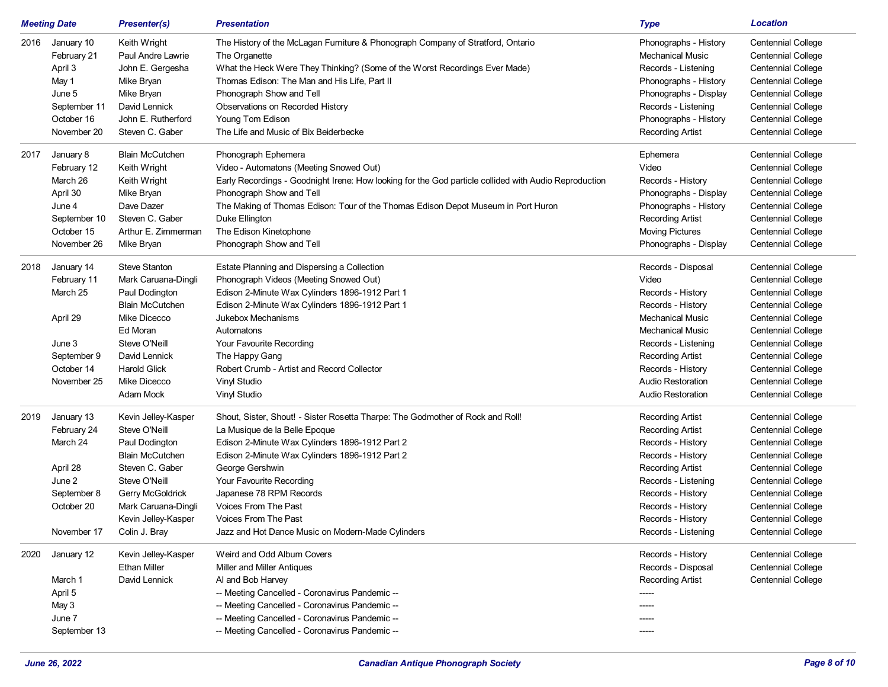| Meeting Date | | Presenter(s) | Presentation | Type | Location |
|---|---|---|---|---|---|
| 2016 | January 10 | Keith Wright | The History of the McLagan Furniture & Phonograph Company of Stratford, Ontario | Phonographs - History | Centennial College |
| | February 21 | Paul Andre Lawrie | The Organette | Mechanical Music | Centennial College |
| | April 3 | John E. Gergesha | What the Heck Were They Thinking? (Some of the Worst Recordings Ever Made) | Records - Listening | Centennial College |
| | May 1 | Mike Bryan | Thomas Edison: The Man and His Life, Part II | Phonographs - History | Centennial College |
| | June 5 | Mike Bryan | Phonograph Show and Tell | Phonographs - Display | Centennial College |
| | September 11 | David Lennick | Observations on Recorded History | Records - Listening | Centennial College |
| | October 16 | John E. Rutherford | Young Tom Edison | Phonographs - History | Centennial College |
| | November 20 | Steven C. Gaber | The Life and Music of Bix Beiderbecke | Recording Artist | Centennial College |
| 2017 | January 8 | Blain McCutchen | Phonograph Ephemera | Ephemera | Centennial College |
| | February 12 | Keith Wright | Video - Automatons (Meeting Snowed Out) | Video | Centennial College |
| | March 26 | Keith Wright | Early Recordings - Goodnight Irene: How looking for the God particle collided with Audio Reproduction | Records - History | Centennial College |
| | April 30 | Mike Bryan | Phonograph Show and Tell | Phonographs - Display | Centennial College |
| | June 4 | Dave Dazer | The Making of Thomas Edison: Tour of the Thomas Edison Depot Museum in Port Huron | Phonographs - History | Centennial College |
| | September 10 | Steven C. Gaber | Duke Ellington | Recording Artist | Centennial College |
| | October 15 | Arthur E. Zimmerman | The Edison Kinetophone | Moving Pictures | Centennial College |
| | November 26 | Mike Bryan | Phonograph Show and Tell | Phonographs - Display | Centennial College |
| 2018 | January 14 | Steve Stanton | Estate Planning and Dispersing a Collection | Records - Disposal | Centennial College |
| | February 11 | Mark Caruana-Dingli | Phonograph Videos (Meeting Snowed Out) | Video | Centennial College |
| | March 25 | Paul Dodington | Edison 2-Minute Wax Cylinders 1896-1912 Part 1 | Records - History | Centennial College |
| | | Blain McCutchen | Edison 2-Minute Wax Cylinders 1896-1912 Part 1 | Records - History | Centennial College |
| | April 29 | Mike Dicecco | Jukebox Mechanisms | Mechanical Music | Centennial College |
| | | Ed Moran | Automatons | Mechanical Music | Centennial College |
| | June 3 | Steve O'Neill | Your Favourite Recording | Records - Listening | Centennial College |
| | September 9 | David Lennick | The Happy Gang | Recording Artist | Centennial College |
| | October 14 | Harold Glick | Robert Crumb - Artist and Record Collector | Records - History | Centennial College |
| | November 25 | Mike Dicecco | Vinyl Studio | Audio Restoration | Centennial College |
| | | Adam Mock | Vinyl Studio | Audio Restoration | Centennial College |
| 2019 | January 13 | Kevin Jelley-Kasper | Shout, Sister, Shout! - Sister Rosetta Tharpe: The Godmother of Rock and Roll! | Recording Artist | Centennial College |
| | February 24 | Steve O'Neill | La Musique de la Belle Epoque | Recording Artist | Centennial College |
| | March 24 | Paul Dodington | Edison 2-Minute Wax Cylinders 1896-1912 Part 2 | Records - History | Centennial College |
| | | Blain McCutchen | Edison 2-Minute Wax Cylinders 1896-1912 Part 2 | Records - History | Centennial College |
| | April 28 | Steven C. Gaber | George Gershwin | Recording Artist | Centennial College |
| | June 2 | Steve O'Neill | Your Favourite Recording | Records - Listening | Centennial College |
| | September 8 | Gerry McGoldrick | Japanese 78 RPM Records | Records - History | Centennial College |
| | October 20 | Mark Caruana-Dingli | Voices From The Past | Records - History | Centennial College |
| | | Kevin Jelley-Kasper | Voices From The Past | Records - History | Centennial College |
| | November 17 | Colin J. Bray | Jazz and Hot Dance Music on Modern-Made Cylinders | Records - Listening | Centennial College |
| 2020 | January 12 | Kevin Jelley-Kasper | Weird and Odd Album Covers | Records - History | Centennial College |
| | | Ethan Miller | Miller and Miller Antiques | Records - Disposal | Centennial College |
| | March 1 | David Lennick | Al and Bob Harvey | Recording Artist | Centennial College |
| | April 5 | | -- Meeting Cancelled - Coronavirus Pandemic -- | ----- | |
| | May 3 | | -- Meeting Cancelled - Coronavirus Pandemic -- | ----- | |
| | June 7 | | -- Meeting Cancelled - Coronavirus Pandemic -- | ----- | |
| | September 13 | | -- Meeting Cancelled - Coronavirus Pandemic -- | ----- | |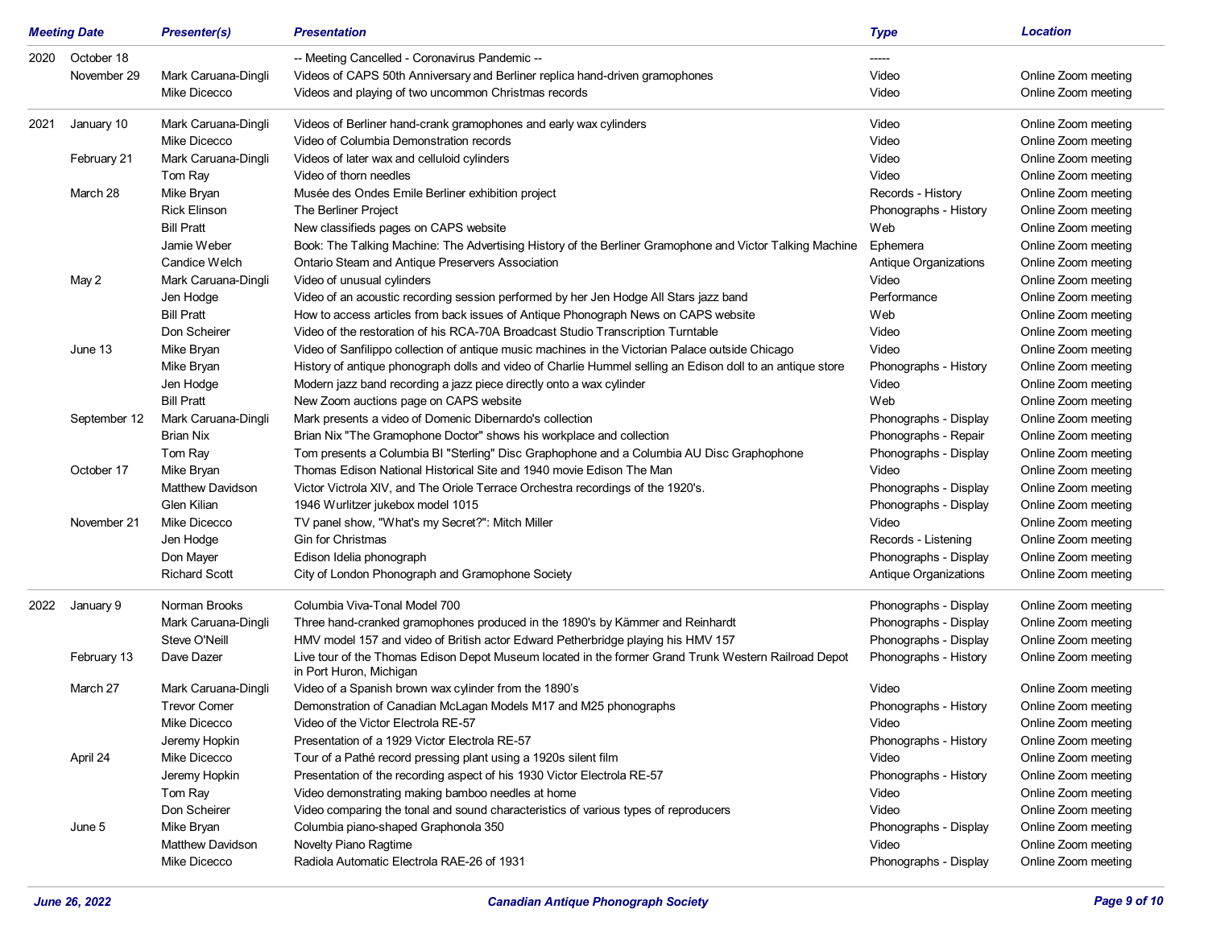| Meeting Date | | Presenter(s) | Presentation | Type | Location |
|---|---|---|---|---|---|
| 2020 | October 18 | | -- Meeting Cancelled - Coronavirus Pandemic -- | ----- | |
| | November 29 | Mark Caruana-Dingli | Videos of CAPS 50th Anniversary and Berliner replica hand-driven gramophones | Video | Online Zoom meeting |
| | | Mike Dicecco | Videos and playing of two uncommon Christmas records | Video | Online Zoom meeting |
| 2021 | January 10 | Mark Caruana-Dingli | Videos of Berliner hand-crank gramophones and early wax cylinders | Video | Online Zoom meeting |
| | | Mike Dicecco | Video of Columbia Demonstration records | Video | Online Zoom meeting |
| | February 21 | Mark Caruana-Dingli | Videos of later wax and celluloid cylinders | Video | Online Zoom meeting |
| | | Tom Ray | Video of thorn needles | Video | Online Zoom meeting |
| | March 28 | Mike Bryan | Musée des Ondes Emile Berliner exhibition project | Records - History | Online Zoom meeting |
| | | Rick Elinson | The Berliner Project | Phonographs - History | Online Zoom meeting |
| | | Bill Pratt | New classifieds pages on CAPS website | Web | Online Zoom meeting |
| | | Jamie Weber | Book: The Talking Machine: The Advertising History of the Berliner Gramophone and Victor Talking Machine | Ephemera | Online Zoom meeting |
| | | Candice Welch | Ontario Steam and Antique Preservers Association | Antique Organizations | Online Zoom meeting |
| | May 2 | Mark Caruana-Dingli | Video of unusual cylinders | Video | Online Zoom meeting |
| | | Jen Hodge | Video of an acoustic recording session performed by her Jen Hodge All Stars jazz band | Performance | Online Zoom meeting |
| | | Bill Pratt | How to access articles from back issues of Antique Phonograph News on CAPS website | Web | Online Zoom meeting |
| | | Don Scheirer | Video of the restoration of his RCA-70A Broadcast Studio Transcription Turntable | Video | Online Zoom meeting |
| | June 13 | Mike Bryan | Video of Sanfilippo collection of antique music machines in the Victorian Palace outside Chicago | Video | Online Zoom meeting |
| | | Mike Bryan | History of antique phonograph dolls and video of Charlie Hummel selling an Edison doll to an antique store | Phonographs - History | Online Zoom meeting |
| | | Jen Hodge | Modern jazz band recording a jazz piece directly onto a wax cylinder | Video | Online Zoom meeting |
| | | Bill Pratt | New Zoom auctions page on CAPS website | Web | Online Zoom meeting |
| | September 12 | Mark Caruana-Dingli | Mark presents a video of Domenic Dibernardo's collection | Phonographs - Display | Online Zoom meeting |
| | | Brian Nix | Brian Nix "The Gramophone Doctor" shows his workplace and collection | Phonographs - Repair | Online Zoom meeting |
| | | Tom Ray | Tom presents a Columbia BI "Sterling" Disc Graphophone and a Columbia AU Disc Graphophone | Phonographs - Display | Online Zoom meeting |
| | October 17 | Mike Bryan | Thomas Edison National Historical Site and 1940 movie Edison The Man | Video | Online Zoom meeting |
| | | Matthew Davidson | Victor Victrola XIV, and The Oriole Terrace Orchestra recordings of the 1920's. | Phonographs - Display | Online Zoom meeting |
| | | Glen Kilian | 1946 Wurlitzer jukebox model 1015 | Phonographs - Display | Online Zoom meeting |
| | November 21 | Mike Dicecco | TV panel show, "What's my Secret?": Mitch Miller | Video | Online Zoom meeting |
| | | Jen Hodge | Gin for Christmas | Records - Listening | Online Zoom meeting |
| | | Don Mayer | Edison Idelia phonograph | Phonographs - Display | Online Zoom meeting |
| | | Richard Scott | City of London Phonograph and Gramophone Society | Antique Organizations | Online Zoom meeting |
| 2022 | January 9 | Norman Brooks | Columbia Viva-Tonal Model 700 | Phonographs - Display | Online Zoom meeting |
| | | Mark Caruana-Dingli | Three hand-cranked gramophones produced in the 1890's by Kämmer and Reinhardt | Phonographs - Display | Online Zoom meeting |
| | | Steve O'Neill | HMV model 157 and video of British actor Edward Petherbridge playing his HMV 157 | Phonographs - Display | Online Zoom meeting |
| | February 13 | Dave Dazer | Live tour of the Thomas Edison Depot Museum located in the former Grand Trunk Western Railroad Depot in Port Huron, Michigan | Phonographs - History | Online Zoom meeting |
| | March 27 | Mark Caruana-Dingli | Video of a Spanish brown wax cylinder from the 1890's | Video | Online Zoom meeting |
| | | Trevor Comer | Demonstration of Canadian McLagan Models M17 and M25 phonographs | Phonographs - History | Online Zoom meeting |
| | | Mike Dicecco | Video of the Victor Electrola RE-57 | Video | Online Zoom meeting |
| | | Jeremy Hopkin | Presentation of a 1929 Victor Electrola RE-57 | Phonographs - History | Online Zoom meeting |
| | April 24 | Mike Dicecco | Tour of a Pathé record pressing plant using a 1920s silent film | Video | Online Zoom meeting |
| | | Jeremy Hopkin | Presentation of the recording aspect of his 1930 Victor Electrola RE-57 | Phonographs - History | Online Zoom meeting |
| | | Tom Ray | Video demonstrating making bamboo needles at home | Video | Online Zoom meeting |
| | | Don Scheirer | Video comparing the tonal and sound characteristics of various types of reproducers | Video | Online Zoom meeting |
| | June 5 | Mike Bryan | Columbia piano-shaped Graphonola 350 | Phonographs - Display | Online Zoom meeting |
| | | Matthew Davidson | Novelty Piano Ragtime | Video | Online Zoom meeting |
| | | Mike Dicecco | Radiola Automatic Electrola RAE-26 of 1931 | Phonographs - Display | Online Zoom meeting |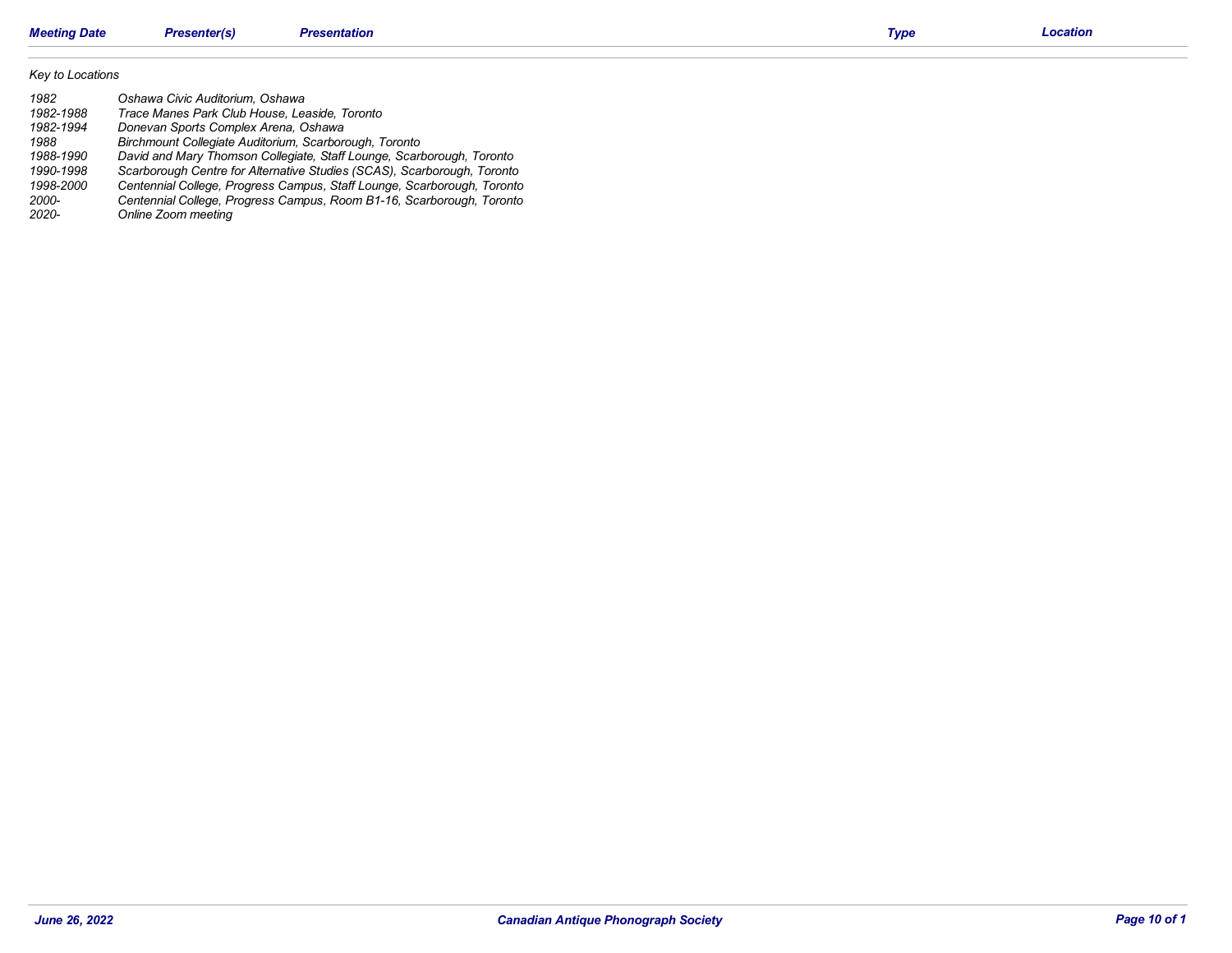*Key to Locations*

| | |
|---|---|
| *1982* | *Oshawa Civic Auditorium, Oshawa* |
| *1982-1988* | *Trace Manes Park Club House, Leaside, Toronto* |
| *1982-1994* | *Donevan Sports Complex Arena, Oshawa* |
| *1988* | *Birchmount Collegiate Auditorium, Scarborough, Toronto* |
| *1988-1990* | *David and Mary Thomson Collegiate, Staff Lounge, Scarborough, Toronto* |
| *1990-1998* | *Scarborough Centre for Alternative Studies (SCAS), Scarborough, Toronto* |
| *1998-2000* | *Centennial College, Progress Campus, Staff Lounge, Scarborough, Toronto* |
| *2000-* | *Centennial College, Progress Campus, Room B1-16, Scarborough, Toronto* |
| *2020-* | *Online Zoom meeting* |